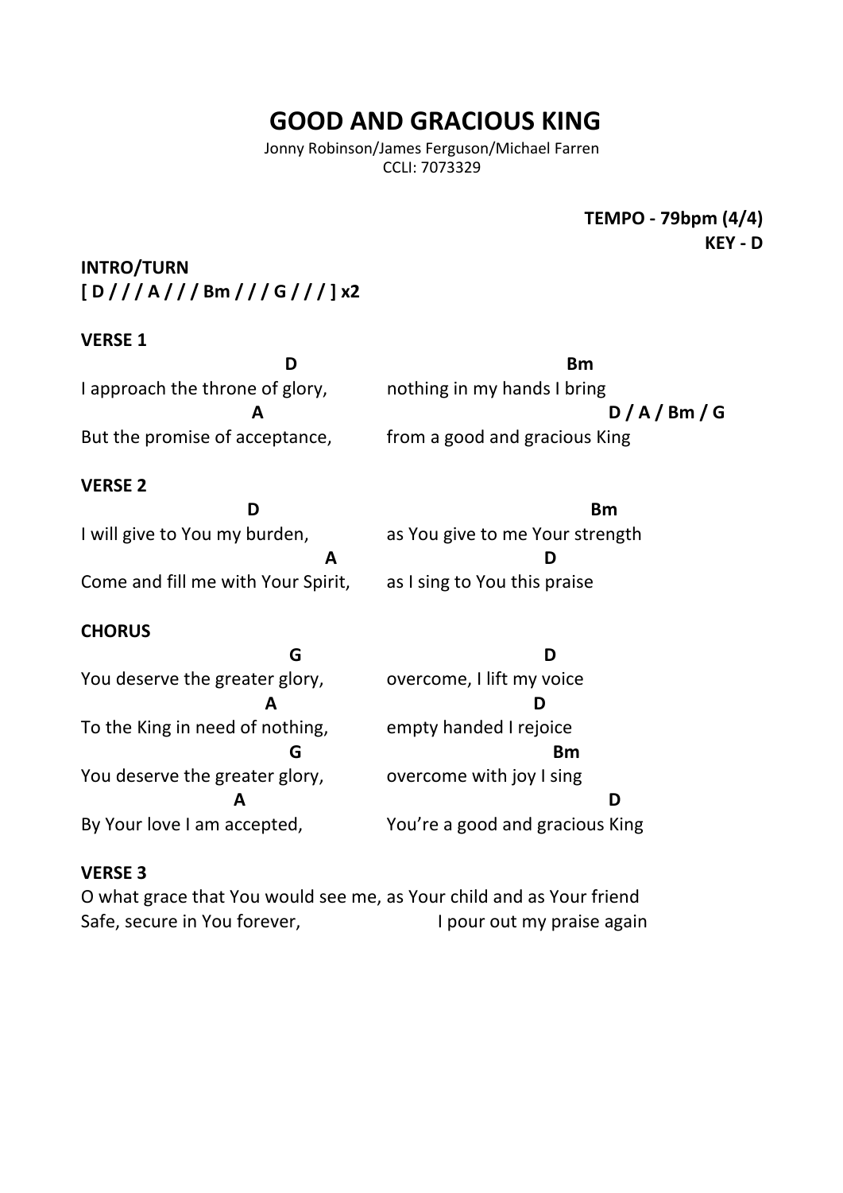# GOOD AND GRACIOUS KING

Jonny Robinson/James Ferguson/Michael Farren
CCLI: 7073329

**TEMPO - 79bpm (4/4)**
**KEY - D**

**INTRO/TURN**
**[ D / / / A / / / Bm / / / G / / / ] x2**

**VERSE 1**

```
                    D                                         Bm
I approach the throne of glory,        nothing in my hands I bring
                  A                                                  D / A / Bm / G
But the promise of acceptance,         from a good and gracious King
```

**VERSE 2**

```
                D                                               Bm
I will give to You my burden,          as You give to me Your strength
                             A                          D
Come and fill me with Your Spirit,     as I sing to You this praise
```

**CHORUS**

```
                     G                                  D
You deserve the greater glory,         overcome, I lift my voice
                   A                                  D
To the King in need of nothing,        empty handed I rejoice
                     G                                   Bm
You deserve the greater glory,         overcome with joy I sing
                A                                             D
By Your love I am accepted,            You're a good and gracious King
```

**VERSE 3**

O what grace that You would see me, as Your child and as Your friend
Safe, secure in You forever, I pour out my praise again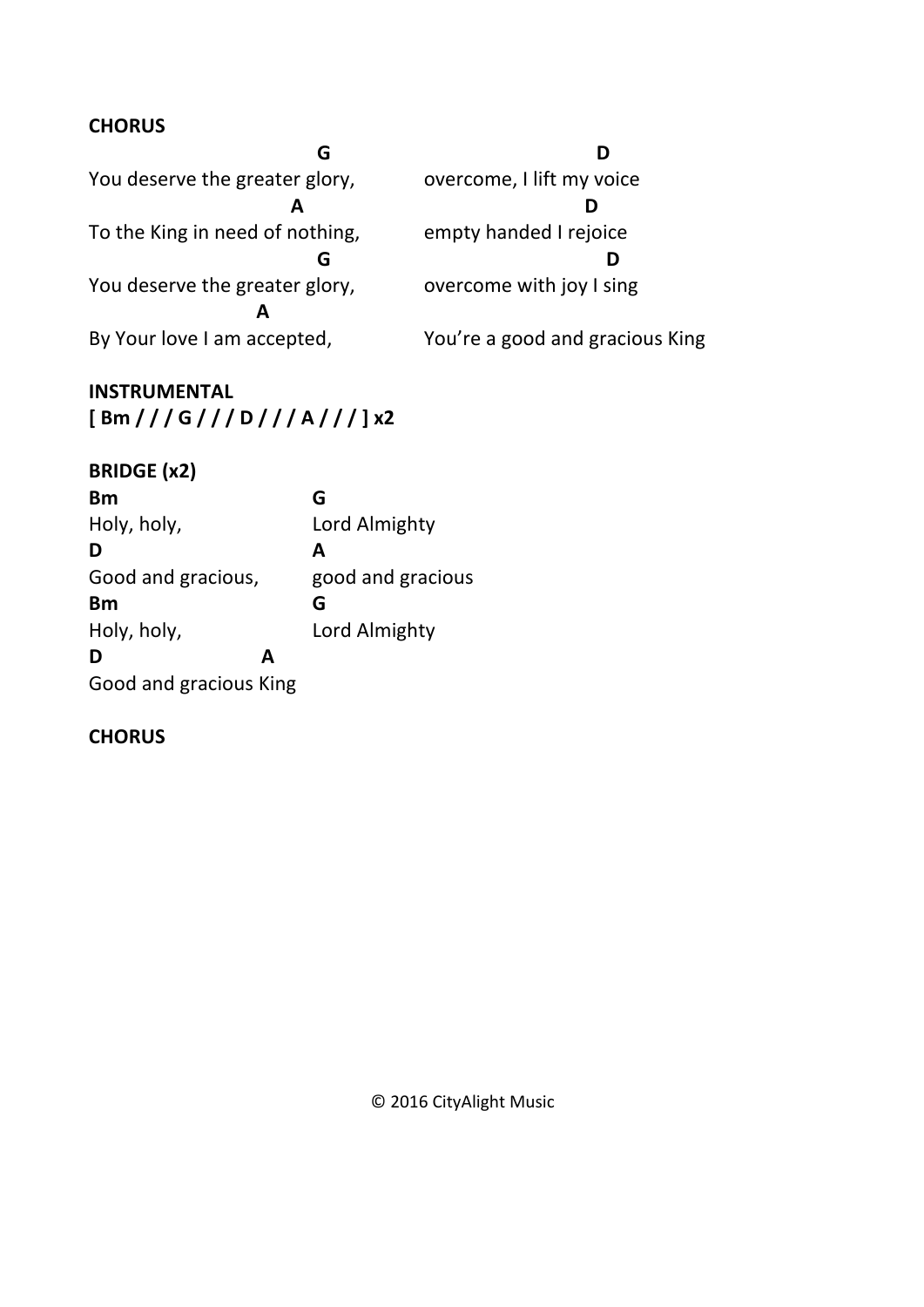**CHORUS**

```
                         G                                D
You deserve the greater glory,        overcome, I lift my voice
                      A                                 D
To the King in need of nothing,       empty handed I rejoice
                         G                                D
You deserve the greater glory,        overcome with joy I sing
                  A
By Your love I am accepted,           You're a good and gracious King
```

**INSTRUMENTAL**
**[ Bm / / / G / / / D / / / A / / / ] x2**

**BRIDGE (x2)**

```
Bm                   G
Holy, holy,          Lord Almighty
D                    A
Good and gracious,   good and gracious
Bm                   G
Holy, holy,          Lord Almighty
D              A
Good and gracious King
```

**CHORUS**

© 2016 CityAlight Music